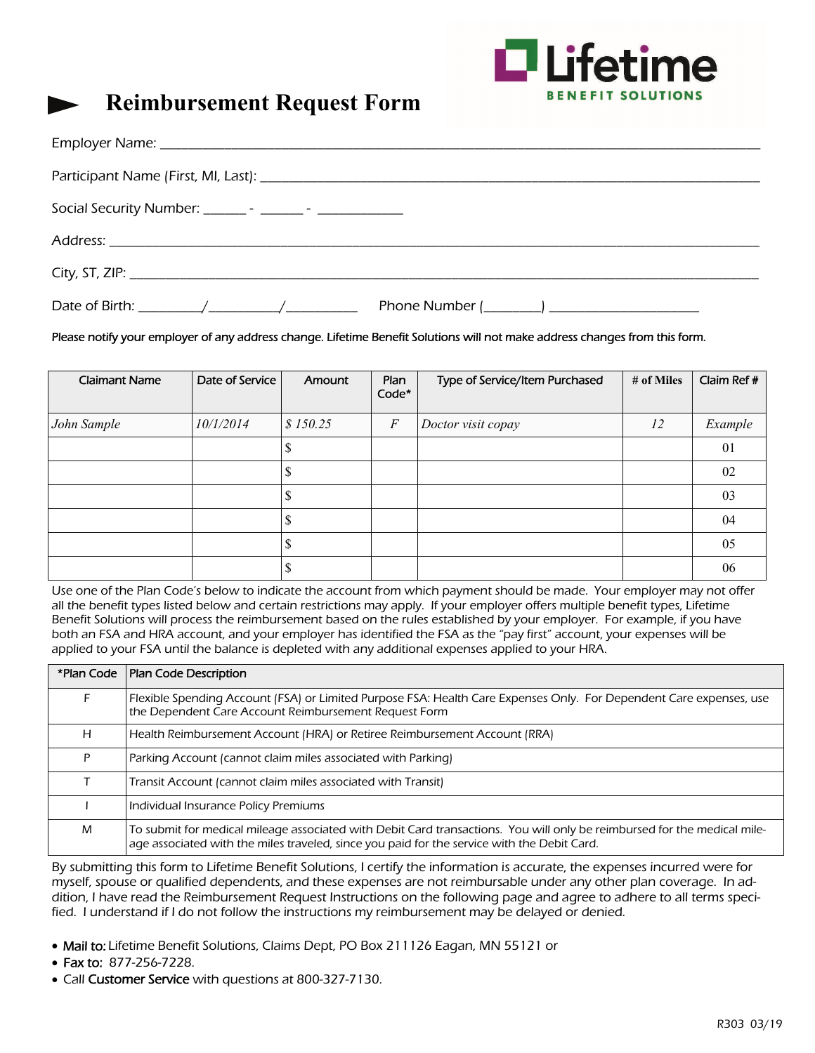**Lifetime** BENEFIT SOLUTIONS

# Reimbursement Request Form

Employer Name: ___________________________________________

Participant Name (First, MI, Last): ___________________________________________

Social Security Number: ______ - ______ - ____________

Address: ___________________________________________

City, ST, ZIP: ___________________________________________

Date of Birth: _________/__________/__________ Phone Number (________) _____________________

Please notify your employer of any address change. Lifetime Benefit Solutions will not make address changes from this form.

| Claimant Name | Date of Service | Amount | Plan Code* | Type of Service/Item Purchased | # of Miles | Claim Ref # |
|---|---|---|---|---|---|---|
| *John Sample* | *10/1/2014* | *$ 150.25* | *F* | *Doctor visit copay* | *12* | *Example* |
| | | $ | | | | 01 |
| | | $ | | | | 02 |
| | | $ | | | | 03 |
| | | $ | | | | 04 |
| | | $ | | | | 05 |
| | | $ | | | | 06 |

Use one of the Plan Code's below to indicate the account from which payment should be made. Your employer may not offer all the benefit types listed below and certain restrictions may apply. If your employer offers multiple benefit types, Lifetime Benefit Solutions will process the reimbursement based on the rules established by your employer. For example, if you have both an FSA and HRA account, and your employer has identified the FSA as the "pay first" account, your expenses will be applied to your FSA until the balance is depleted with any additional expenses applied to your HRA.

| *Plan Code | Plan Code Description |
|---|---|
| F | Flexible Spending Account (FSA) or Limited Purpose FSA: Health Care Expenses Only. For Dependent Care expenses, use the Dependent Care Account Reimbursement Request Form |
| H | Health Reimbursement Account (HRA) or Retiree Reimbursement Account (RRA) |
| P | Parking Account (cannot claim miles associated with Parking) |
| T | Transit Account (cannot claim miles associated with Transit) |
| I | Individual Insurance Policy Premiums |
| M | To submit for medical mileage associated with Debit Card transactions. You will only be reimbursed for the medical mileage associated with the miles traveled, since you paid for the service with the Debit Card. |

By submitting this form to Lifetime Benefit Solutions, I certify the information is accurate, the expenses incurred were for myself, spouse or qualified dependents, and these expenses are not reimbursable under any other plan coverage. In addition, I have read the Reimbursement Request Instructions on the following page and agree to adhere to all terms specified. I understand if I do not follow the instructions my reimbursement may be delayed or denied.

- **Mail to:** Lifetime Benefit Solutions, Claims Dept, PO Box 211126 Eagan, MN 55121 or
- **Fax to:** 877-256-7228.
- Call **Customer Service** with questions at 800-327-7130.

R303 03/19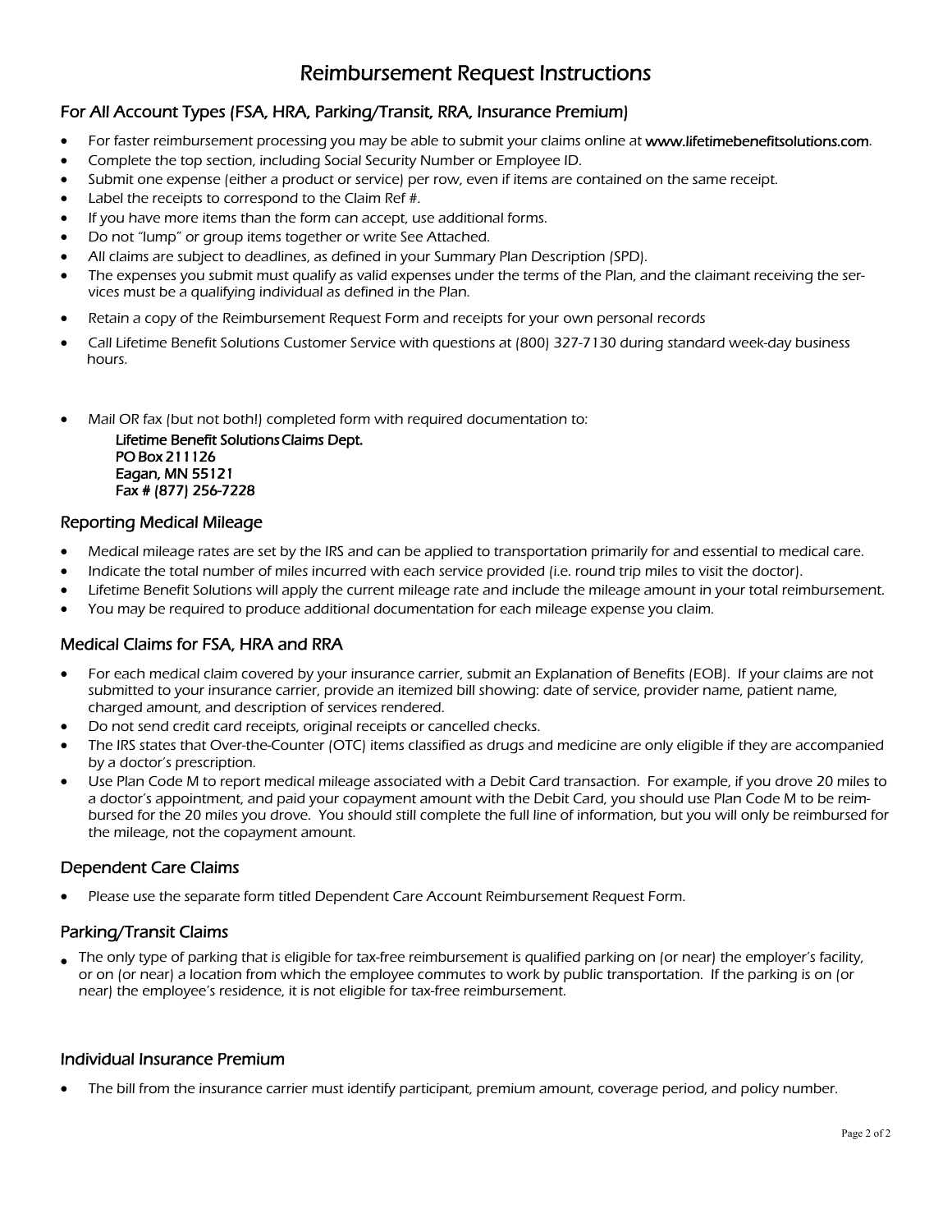# Reimbursement Request Instructions

## For All Account Types (FSA, HRA, Parking/Transit, RRA, Insurance Premium)

- For faster reimbursement processing you may be able to submit your claims online at **www.lifetimebenefitsolutions.com**.
- Complete the top section, including Social Security Number or Employee ID.
- Submit one expense (either a product or service) per row, even if items are contained on the same receipt.
- Label the receipts to correspond to the Claim Ref #.
- If you have more items than the form can accept, use additional forms.
- Do not "lump" or group items together or write See Attached.
- All claims are subject to deadlines, as defined in your Summary Plan Description (SPD).
- The expenses you submit must qualify as valid expenses under the terms of the Plan, and the claimant receiving the services must be a qualifying individual as defined in the Plan.
- Retain a copy of the Reimbursement Request Form and receipts for your own personal records
- Call Lifetime Benefit Solutions Customer Service with questions at (800) 327-7130 during standard week-day business hours.

- Mail OR fax (but not both!) completed form with required documentation to:

  **Lifetime Benefit Solutions Claims Dept.**
  **PO Box 211126**
  **Eagan, MN 55121**
  **Fax # (877) 256-7228**

## Reporting Medical Mileage

- Medical mileage rates are set by the IRS and can be applied to transportation primarily for and essential to medical care.
- Indicate the total number of miles incurred with each service provided (i.e. round trip miles to visit the doctor).
- Lifetime Benefit Solutions will apply the current mileage rate and include the mileage amount in your total reimbursement.
- You may be required to produce additional documentation for each mileage expense you claim.

## Medical Claims for FSA, HRA and RRA

- For each medical claim covered by your insurance carrier, submit an Explanation of Benefits (EOB). If your claims are not submitted to your insurance carrier, provide an itemized bill showing: date of service, provider name, patient name, charged amount, and description of services rendered.
- Do not send credit card receipts, original receipts or cancelled checks.
- The IRS states that Over-the-Counter (OTC) items classified as drugs and medicine are only eligible if they are accompanied by a doctor's prescription.
- Use Plan Code M to report medical mileage associated with a Debit Card transaction. For example, if you drove 20 miles to a doctor's appointment, and paid your copayment amount with the Debit Card, you should use Plan Code M to be reimbursed for the 20 miles you drove. You should still complete the full line of information, but you will only be reimbursed for the mileage, not the copayment amount.

## Dependent Care Claims

- Please use the separate form titled Dependent Care Account Reimbursement Request Form.

## Parking/Transit Claims

- The only type of parking that is eligible for tax-free reimbursement is qualified parking on (or near) the employer's facility, or on (or near) a location from which the employee commutes to work by public transportation. If the parking is on (or near) the employee's residence, it is not eligible for tax-free reimbursement.

## Individual Insurance Premium

- The bill from the insurance carrier must identify participant, premium amount, coverage period, and policy number.